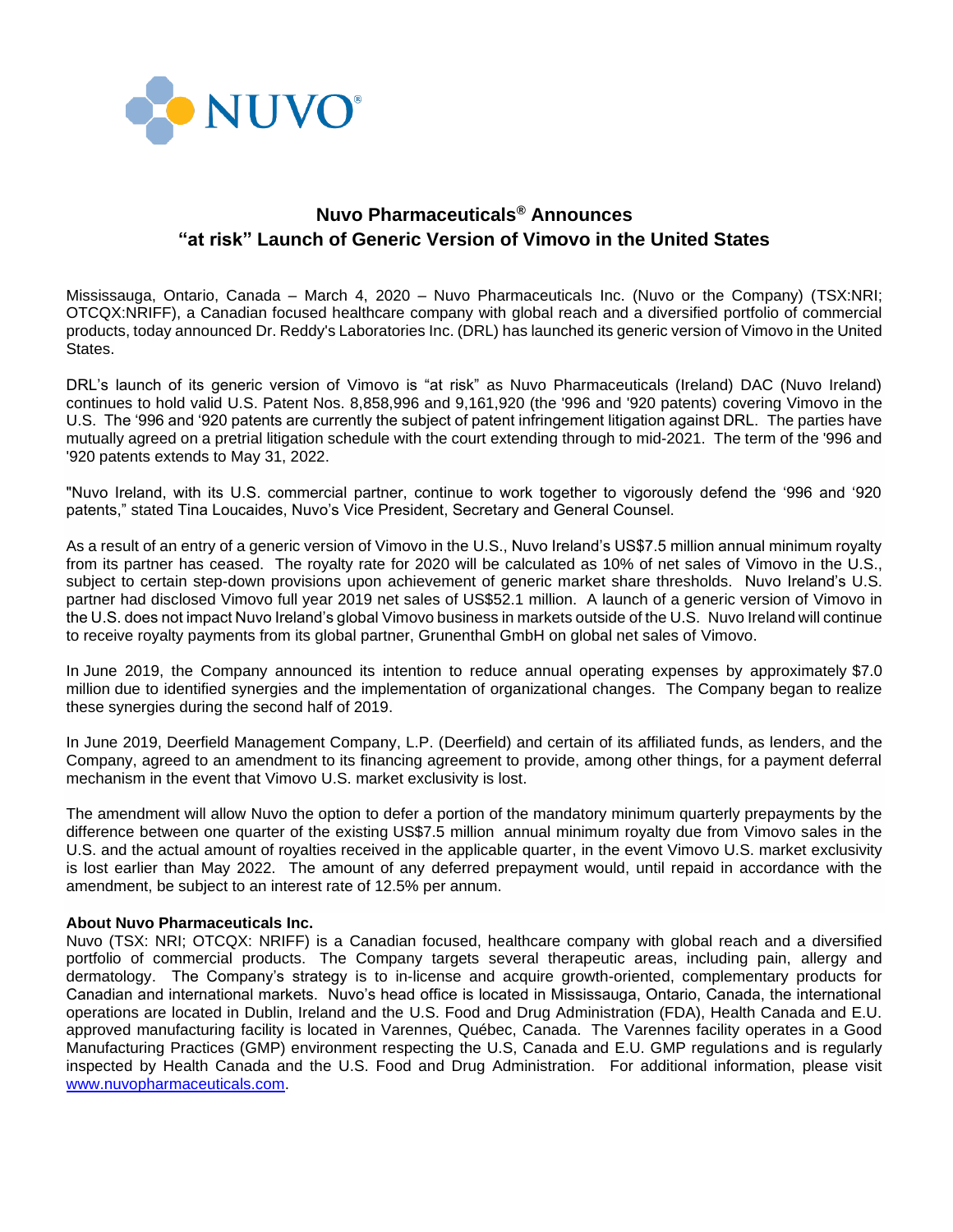# Nuvo Pharmaceuticals® Announces "at risk" Launch of Generic Version of Vimovo in the United States

Mississauga, Ontario, Canada – March 4, 2020 – Nuvo Pharmaceuticals Inc. (Nuvo or the Company) (TSX:NRI; OTCQX:NRIFF), a Canadian focused healthcare company with global reach and a diversified portfolio of commercial products, today announced Dr. Reddy's Laboratories Inc. (DRL) has launched its generic version of Vimovo in the United States.

DRL's launch of its generic version of Vimovo is "at risk" as Nuvo Pharmaceuticals (Ireland) DAC (Nuvo Ireland) continues to hold valid U.S. Patent Nos. 8,858,996 and 9,161,920 (the '996 and '920 patents) covering Vimovo in the U.S. The '996 and '920 patents are currently the subject of patent infringement litigation against DRL. The parties have mutually agreed on a pretrial litigation schedule with the court extending through to mid-2021. The term of the '996 and '920 patents extends to May 31, 2022.

"Nuvo Ireland, with its U.S. commercial partner, continue to work together to vigorously defend the '996 and '920 patents," stated Tina Loucaides, Nuvo's Vice President, Secretary and General Counsel.

As a result of an entry of a generic version of Vimovo in the U.S., Nuvo Ireland's US$7.5 million annual minimum royalty from its partner has ceased. The royalty rate for 2020 will be calculated as 10% of net sales of Vimovo in the U.S., subject to certain step-down provisions upon achievement of generic market share thresholds. Nuvo Ireland's U.S. partner had disclosed Vimovo full year 2019 net sales of US$52.1 million. A launch of a generic version of Vimovo in the U.S. does not impact Nuvo Ireland's global Vimovo business in markets outside of the U.S. Nuvo Ireland will continue to receive royalty payments from its global partner, Grunenthal GmbH on global net sales of Vimovo.

In June 2019, the Company announced its intention to reduce annual operating expenses by approximately $7.0 million due to identified synergies and the implementation of organizational changes. The Company began to realize these synergies during the second half of 2019.

In June 2019, Deerfield Management Company, L.P. (Deerfield) and certain of its affiliated funds, as lenders, and the Company, agreed to an amendment to its financing agreement to provide, among other things, for a payment deferral mechanism in the event that Vimovo U.S. market exclusivity is lost.

The amendment will allow Nuvo the option to defer a portion of the mandatory minimum quarterly prepayments by the difference between one quarter of the existing US$7.5 million annual minimum royalty due from Vimovo sales in the U.S. and the actual amount of royalties received in the applicable quarter, in the event Vimovo U.S. market exclusivity is lost earlier than May 2022. The amount of any deferred prepayment would, until repaid in accordance with the amendment, be subject to an interest rate of 12.5% per annum.

**About Nuvo Pharmaceuticals Inc.**

Nuvo (TSX: NRI; OTCQX: NRIFF) is a Canadian focused, healthcare company with global reach and a diversified portfolio of commercial products. The Company targets several therapeutic areas, including pain, allergy and dermatology. The Company's strategy is to in-license and acquire growth-oriented, complementary products for Canadian and international markets. Nuvo's head office is located in Mississauga, Ontario, Canada, the international operations are located in Dublin, Ireland and the U.S. Food and Drug Administration (FDA), Health Canada and E.U. approved manufacturing facility is located in Varennes, Québec, Canada. The Varennes facility operates in a Good Manufacturing Practices (GMP) environment respecting the U.S, Canada and E.U. GMP regulations and is regularly inspected by Health Canada and the U.S. Food and Drug Administration. For additional information, please visit www.nuvopharmaceuticals.com.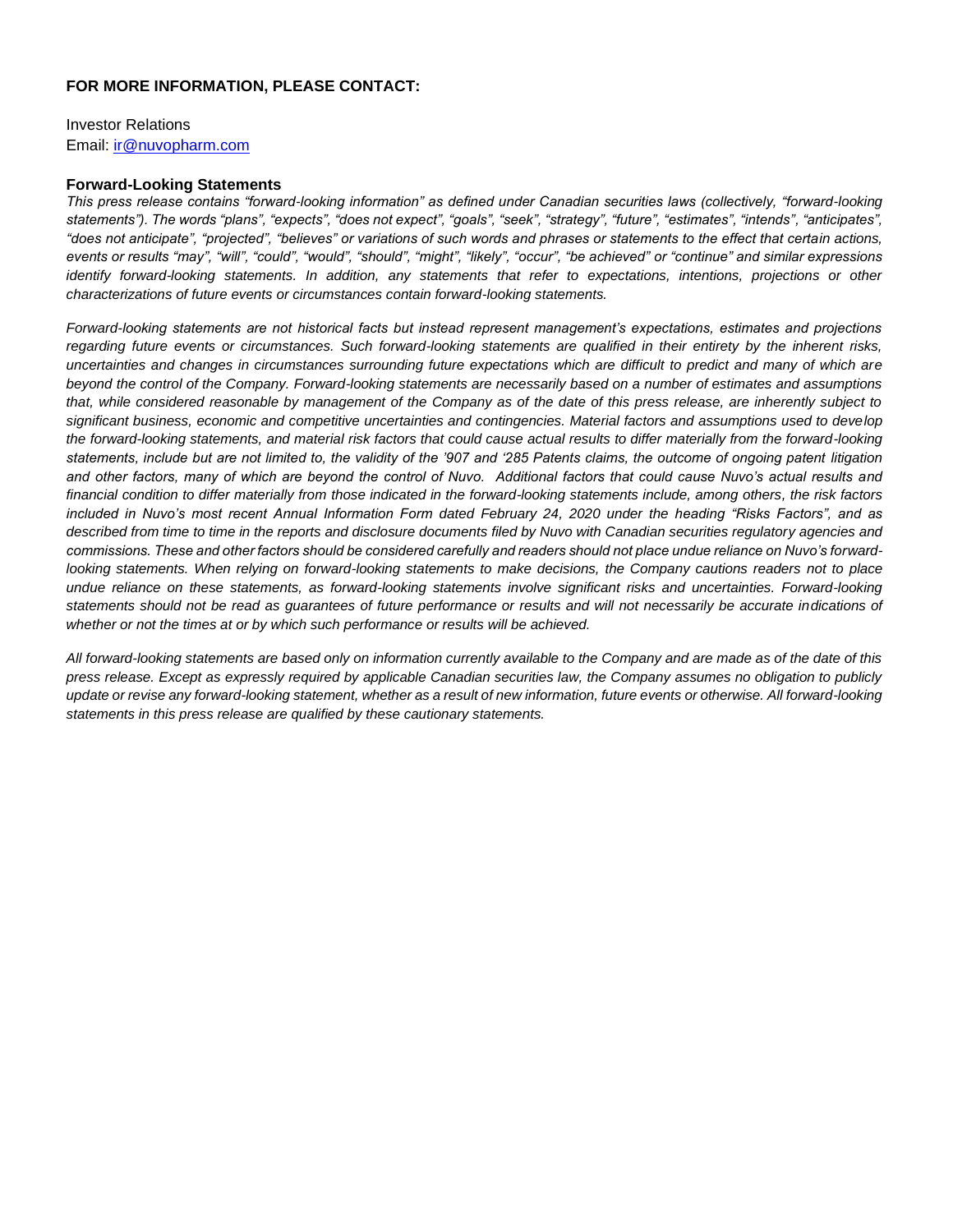**FOR MORE INFORMATION, PLEASE CONTACT:**

Investor Relations
Email: [ir@nuvopharm.com](mailto:ir@nuvopharm.com)

**Forward-Looking Statements**

*This press release contains "forward-looking information" as defined under Canadian securities laws (collectively, "forward-looking statements"). The words "plans", "expects", "does not expect", "goals", "seek", "strategy", "future", "estimates", "intends", "anticipates", "does not anticipate", "projected", "believes" or variations of such words and phrases or statements to the effect that certain actions, events or results "may", "will", "could", "would", "should", "might", "likely", "occur", "be achieved" or "continue" and similar expressions identify forward-looking statements. In addition, any statements that refer to expectations, intentions, projections or other characterizations of future events or circumstances contain forward-looking statements.*

*Forward-looking statements are not historical facts but instead represent management's expectations, estimates and projections regarding future events or circumstances. Such forward-looking statements are qualified in their entirety by the inherent risks, uncertainties and changes in circumstances surrounding future expectations which are difficult to predict and many of which are beyond the control of the Company. Forward-looking statements are necessarily based on a number of estimates and assumptions that, while considered reasonable by management of the Company as of the date of this press release, are inherently subject to significant business, economic and competitive uncertainties and contingencies. Material factors and assumptions used to develop the forward-looking statements, and material risk factors that could cause actual results to differ materially from the forward-looking statements, include but are not limited to, the validity of the '907 and '285 Patents claims, the outcome of ongoing patent litigation and other factors, many of which are beyond the control of Nuvo. Additional factors that could cause Nuvo's actual results and financial condition to differ materially from those indicated in the forward-looking statements include, among others, the risk factors included in Nuvo's most recent Annual Information Form dated February 24, 2020 under the heading "Risks Factors", and as described from time to time in the reports and disclosure documents filed by Nuvo with Canadian securities regulatory agencies and commissions. These and other factors should be considered carefully and readers should not place undue reliance on Nuvo's forward-looking statements. When relying on forward-looking statements to make decisions, the Company cautions readers not to place undue reliance on these statements, as forward-looking statements involve significant risks and uncertainties. Forward-looking statements should not be read as guarantees of future performance or results and will not necessarily be accurate indications of whether or not the times at or by which such performance or results will be achieved.*

*All forward-looking statements are based only on information currently available to the Company and are made as of the date of this press release. Except as expressly required by applicable Canadian securities law, the Company assumes no obligation to publicly update or revise any forward-looking statement, whether as a result of new information, future events or otherwise. All forward-looking statements in this press release are qualified by these cautionary statements.*